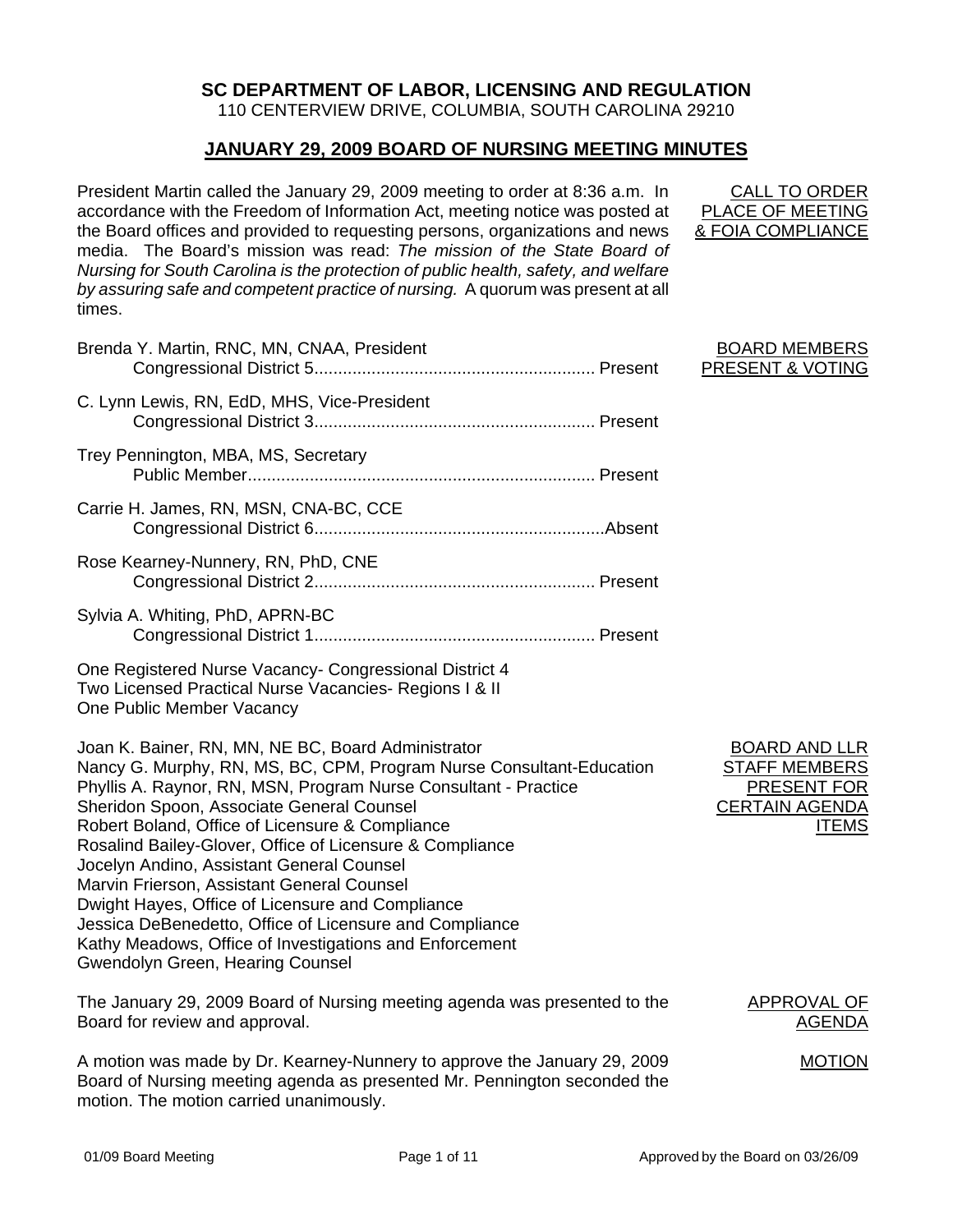# SC DEPARTMENT OF LABOR, LICENSING AND REGULATION

110 CENTERVIEW DRIVE, COLUMBIA, SOUTH CAROLINA 29210

## JANUARY 29, 2009 BOARD OF NURSING MEETING MINUTES

**CALL TO ORDER PLACE OF MEETING & FOIA COMPLIANCE**

President Martin called the January 29, 2009 meeting to order at 8:36 a.m. In accordance with the Freedom of Information Act, meeting notice was posted at the Board offices and provided to requesting persons, organizations and news media. The Board's mission was read: *The mission of the State Board of Nursing for South Carolina is the protection of public health, safety, and welfare by assuring safe and competent practice of nursing.* A quorum was present at all times.

**BOARD MEMBERS PRESENT & VOTING**

Brenda Y. Martin, RNC, MN, CNAA, President
Congressional District 5.......................................................... Present

C. Lynn Lewis, RN, EdD, MHS, Vice-President
Congressional District 3.......................................................... Present

Trey Pennington, MBA, MS, Secretary
Public Member........................................................................ Present

Carrie H. James, RN, MSN, CNA-BC, CCE
Congressional District 6............................................................Absent

Rose Kearney-Nunnery, RN, PhD, CNE
Congressional District 2.......................................................... Present

Sylvia A. Whiting, PhD, APRN-BC
Congressional District 1.......................................................... Present

One Registered Nurse Vacancy- Congressional District 4
Two Licensed Practical Nurse Vacancies- Regions I & II
One Public Member Vacancy

**BOARD AND LLR STAFF MEMBERS PRESENT FOR CERTAIN AGENDA ITEMS**

Joan K. Bainer, RN, MN, NE BC, Board Administrator
Nancy G. Murphy, RN, MS, BC, CPM, Program Nurse Consultant-Education
Phyllis A. Raynor, RN, MSN, Program Nurse Consultant - Practice
Sheridon Spoon, Associate General Counsel
Robert Boland, Office of Licensure & Compliance
Rosalind Bailey-Glover, Office of Licensure & Compliance
Jocelyn Andino, Assistant General Counsel
Marvin Frierson, Assistant General Counsel
Dwight Hayes, Office of Licensure and Compliance
Jessica DeBenedetto, Office of Licensure and Compliance
Kathy Meadows, Office of Investigations and Enforcement
Gwendolyn Green, Hearing Counsel

**APPROVAL OF AGENDA**

The January 29, 2009 Board of Nursing meeting agenda was presented to the Board for review and approval.

**MOTION**

A motion was made by Dr. Kearney-Nunnery to approve the January 29, 2009 Board of Nursing meeting agenda as presented Mr. Pennington seconded the motion. The motion carried unanimously.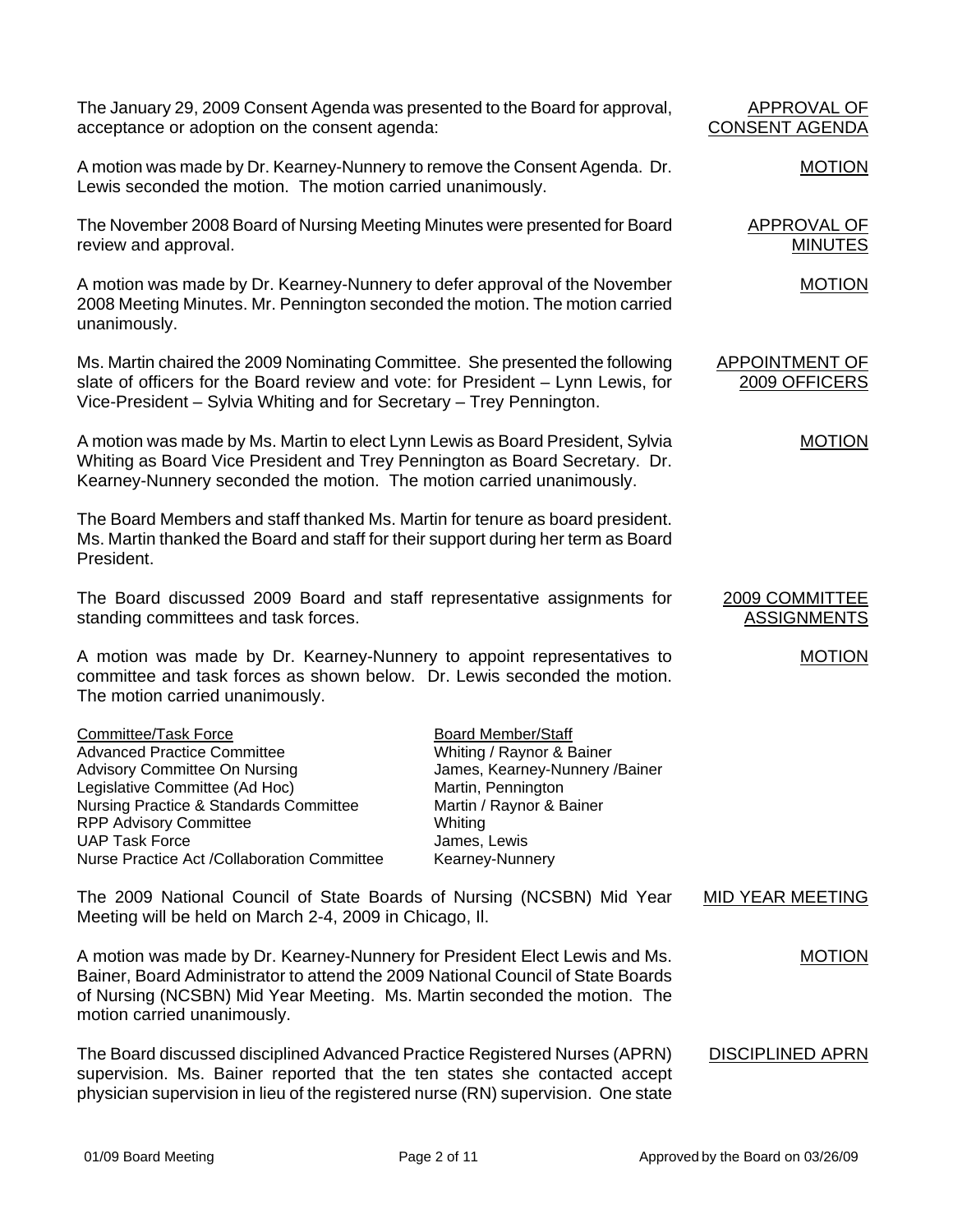**APPROVAL OF CONSENT AGENDA**

The January 29, 2009 Consent Agenda was presented to the Board for approval, acceptance or adoption on the consent agenda:

**MOTION**

A motion was made by Dr. Kearney-Nunnery to remove the Consent Agenda. Dr. Lewis seconded the motion. The motion carried unanimously.

**APPROVAL OF MINUTES**

The November 2008 Board of Nursing Meeting Minutes were presented for Board review and approval.

**MOTION**

A motion was made by Dr. Kearney-Nunnery to defer approval of the November 2008 Meeting Minutes. Mr. Pennington seconded the motion. The motion carried unanimously.

**APPOINTMENT OF 2009 OFFICERS**

Ms. Martin chaired the 2009 Nominating Committee. She presented the following slate of officers for the Board review and vote: for President – Lynn Lewis, for Vice-President – Sylvia Whiting and for Secretary – Trey Pennington.

**MOTION**

A motion was made by Ms. Martin to elect Lynn Lewis as Board President, Sylvia Whiting as Board Vice President and Trey Pennington as Board Secretary. Dr. Kearney-Nunnery seconded the motion. The motion carried unanimously.

The Board Members and staff thanked Ms. Martin for tenure as board president. Ms. Martin thanked the Board and staff for their support during her term as Board President.

**2009 COMMITTEE ASSIGNMENTS**

The Board discussed 2009 Board and staff representative assignments for standing committees and task forces.

**MOTION**

A motion was made by Dr. Kearney-Nunnery to appoint representatives to committee and task forces as shown below. Dr. Lewis seconded the motion. The motion carried unanimously.

| Committee/Task Force | Board Member/Staff |
|---|---|
| Advanced Practice Committee | Whiting / Raynor & Bainer |
| Advisory Committee On Nursing | James, Kearney-Nunnery /Bainer |
| Legislative Committee (Ad Hoc) | Martin, Pennington |
| Nursing Practice & Standards Committee | Martin / Raynor & Bainer |
| RPP Advisory Committee | Whiting |
| UAP Task Force | James, Lewis |
| Nurse Practice Act /Collaboration Committee | Kearney-Nunnery |

**MID YEAR MEETING**

The 2009 National Council of State Boards of Nursing (NCSBN) Mid Year Meeting will be held on March 2-4, 2009 in Chicago, Il.

**MOTION**

A motion was made by Dr. Kearney-Nunnery for President Elect Lewis and Ms. Bainer, Board Administrator to attend the 2009 National Council of State Boards of Nursing (NCSBN) Mid Year Meeting. Ms. Martin seconded the motion. The motion carried unanimously.

**DISCIPLINED APRN**

The Board discussed disciplined Advanced Practice Registered Nurses (APRN) supervision. Ms. Bainer reported that the ten states she contacted accept physician supervision in lieu of the registered nurse (RN) supervision. One state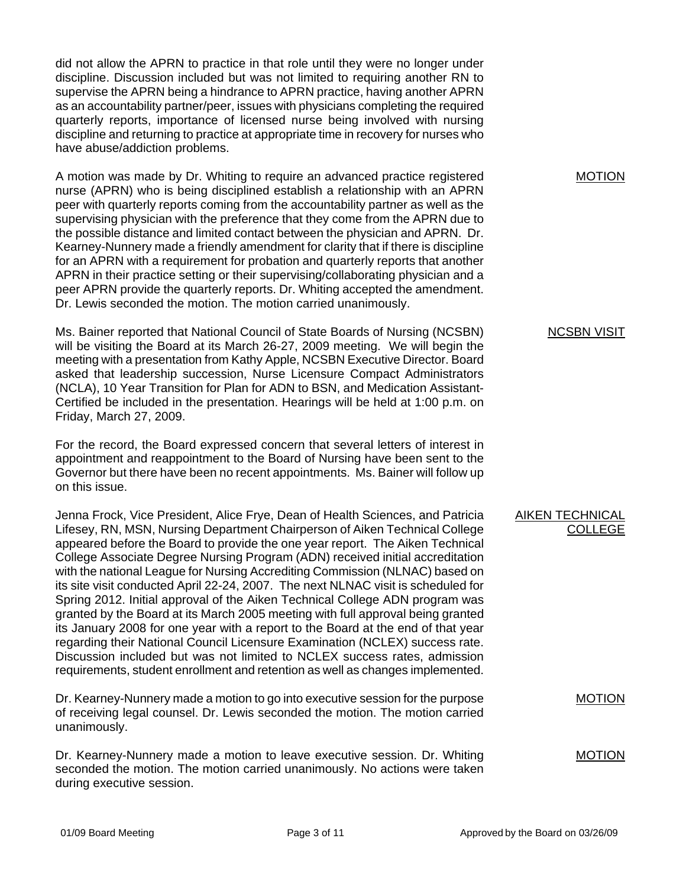did not allow the APRN to practice in that role until they were no longer under discipline. Discussion included but was not limited to requiring another RN to supervise the APRN being a hindrance to APRN practice, having another APRN as an accountability partner/peer, issues with physicians completing the required quarterly reports, importance of licensed nurse being involved with nursing discipline and returning to practice at appropriate time in recovery for nurses who have abuse/addiction problems.

<u>MOTION</u>

A motion was made by Dr. Whiting to require an advanced practice registered nurse (APRN) who is being disciplined establish a relationship with an APRN peer with quarterly reports coming from the accountability partner as well as the supervising physician with the preference that they come from the APRN due to the possible distance and limited contact between the physician and APRN. Dr. Kearney-Nunnery made a friendly amendment for clarity that if there is discipline for an APRN with a requirement for probation and quarterly reports that another APRN in their practice setting or their supervising/collaborating physician and a peer APRN provide the quarterly reports. Dr. Whiting accepted the amendment. Dr. Lewis seconded the motion. The motion carried unanimously.

<u>NCSBN VISIT</u>

Ms. Bainer reported that National Council of State Boards of Nursing (NCSBN) will be visiting the Board at its March 26-27, 2009 meeting. We will begin the meeting with a presentation from Kathy Apple, NCSBN Executive Director. Board asked that leadership succession, Nurse Licensure Compact Administrators (NCLA), 10 Year Transition for Plan for ADN to BSN, and Medication Assistant-Certified be included in the presentation. Hearings will be held at 1:00 p.m. on Friday, March 27, 2009.

For the record, the Board expressed concern that several letters of interest in appointment and reappointment to the Board of Nursing have been sent to the Governor but there have been no recent appointments. Ms. Bainer will follow up on this issue.

<u>AIKEN TECHNICAL COLLEGE</u>

Jenna Frock, Vice President, Alice Frye, Dean of Health Sciences, and Patricia Lifesey, RN, MSN, Nursing Department Chairperson of Aiken Technical College appeared before the Board to provide the one year report. The Aiken Technical College Associate Degree Nursing Program (ADN) received initial accreditation with the national League for Nursing Accrediting Commission (NLNAC) based on its site visit conducted April 22-24, 2007. The next NLNAC visit is scheduled for Spring 2012. Initial approval of the Aiken Technical College ADN program was granted by the Board at its March 2005 meeting with full approval being granted its January 2008 for one year with a report to the Board at the end of that year regarding their National Council Licensure Examination (NCLEX) success rate. Discussion included but was not limited to NCLEX success rates, admission requirements, student enrollment and retention as well as changes implemented.

<u>MOTION</u>

Dr. Kearney-Nunnery made a motion to go into executive session for the purpose of receiving legal counsel. Dr. Lewis seconded the motion. The motion carried unanimously.

<u>MOTION</u>

Dr. Kearney-Nunnery made a motion to leave executive session. Dr. Whiting seconded the motion. The motion carried unanimously. No actions were taken during executive session.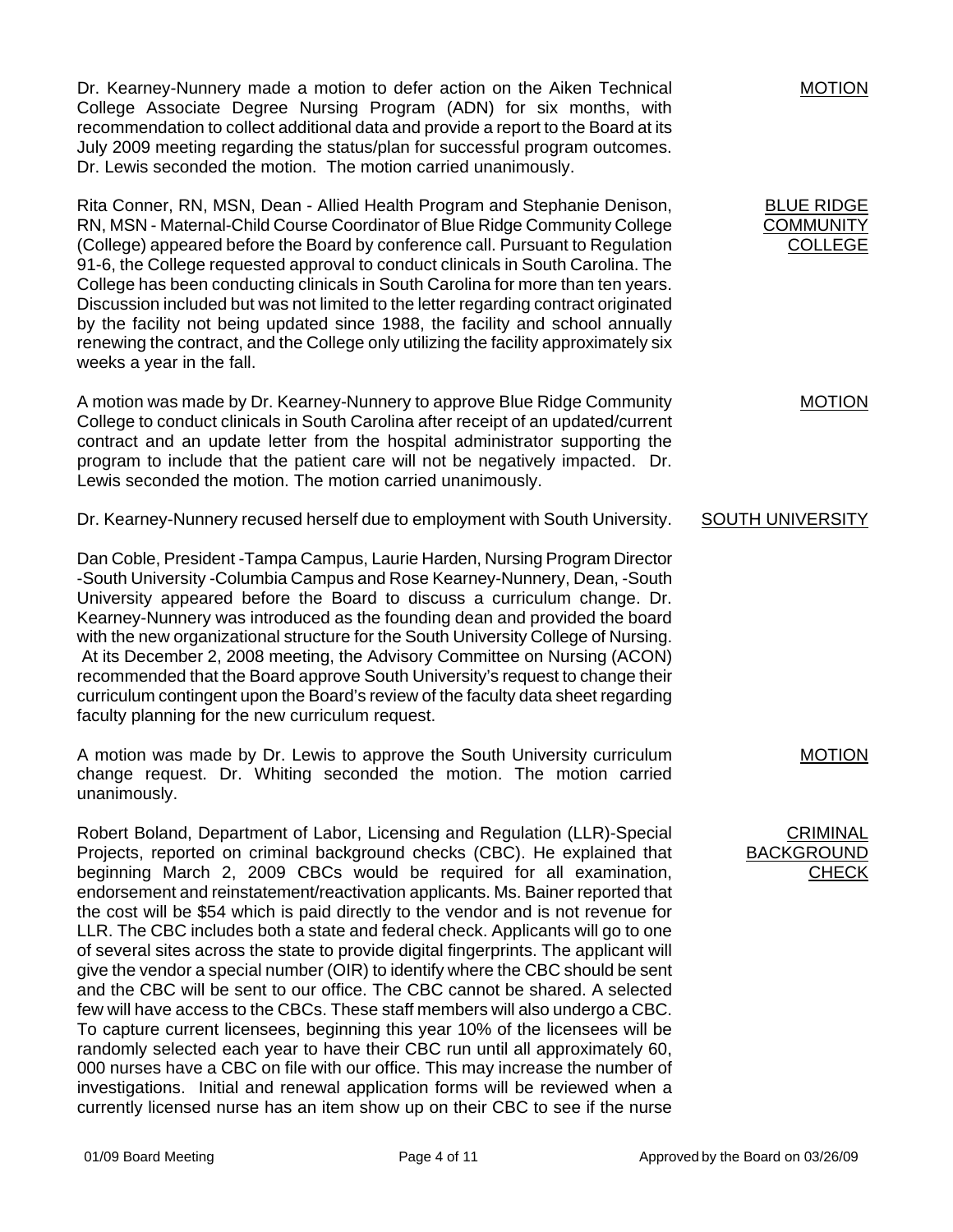**MOTION**

Dr. Kearney-Nunnery made a motion to defer action on the Aiken Technical College Associate Degree Nursing Program (ADN) for six months, with recommendation to collect additional data and provide a report to the Board at its July 2009 meeting regarding the status/plan for successful program outcomes. Dr. Lewis seconded the motion. The motion carried unanimously.

**BLUE RIDGE COMMUNITY COLLEGE**

Rita Conner, RN, MSN, Dean - Allied Health Program and Stephanie Denison, RN, MSN - Maternal-Child Course Coordinator of Blue Ridge Community College (College) appeared before the Board by conference call. Pursuant to Regulation 91-6, the College requested approval to conduct clinicals in South Carolina. The College has been conducting clinicals in South Carolina for more than ten years. Discussion included but was not limited to the letter regarding contract originated by the facility not being updated since 1988, the facility and school annually renewing the contract, and the College only utilizing the facility approximately six weeks a year in the fall.

**MOTION**

A motion was made by Dr. Kearney-Nunnery to approve Blue Ridge Community College to conduct clinicals in South Carolina after receipt of an updated/current contract and an update letter from the hospital administrator supporting the program to include that the patient care will not be negatively impacted. Dr. Lewis seconded the motion. The motion carried unanimously.

**SOUTH UNIVERSITY**

Dr. Kearney-Nunnery recused herself due to employment with South University.

Dan Coble, President -Tampa Campus, Laurie Harden, Nursing Program Director -South University -Columbia Campus and Rose Kearney-Nunnery, Dean, -South University appeared before the Board to discuss a curriculum change. Dr. Kearney-Nunnery was introduced as the founding dean and provided the board with the new organizational structure for the South University College of Nursing. At its December 2, 2008 meeting, the Advisory Committee on Nursing (ACON) recommended that the Board approve South University's request to change their curriculum contingent upon the Board's review of the faculty data sheet regarding faculty planning for the new curriculum request.

**MOTION**

A motion was made by Dr. Lewis to approve the South University curriculum change request. Dr. Whiting seconded the motion. The motion carried unanimously.

**CRIMINAL BACKGROUND CHECK**

Robert Boland, Department of Labor, Licensing and Regulation (LLR)-Special Projects, reported on criminal background checks (CBC). He explained that beginning March 2, 2009 CBCs would be required for all examination, endorsement and reinstatement/reactivation applicants. Ms. Bainer reported that the cost will be $54 which is paid directly to the vendor and is not revenue for LLR. The CBC includes both a state and federal check. Applicants will go to one of several sites across the state to provide digital fingerprints. The applicant will give the vendor a special number (OIR) to identify where the CBC should be sent and the CBC will be sent to our office. The CBC cannot be shared. A selected few will have access to the CBCs. These staff members will also undergo a CBC. To capture current licensees, beginning this year 10% of the licensees will be randomly selected each year to have their CBC run until all approximately 60, 000 nurses have a CBC on file with our office. This may increase the number of investigations. Initial and renewal application forms will be reviewed when a currently licensed nurse has an item show up on their CBC to see if the nurse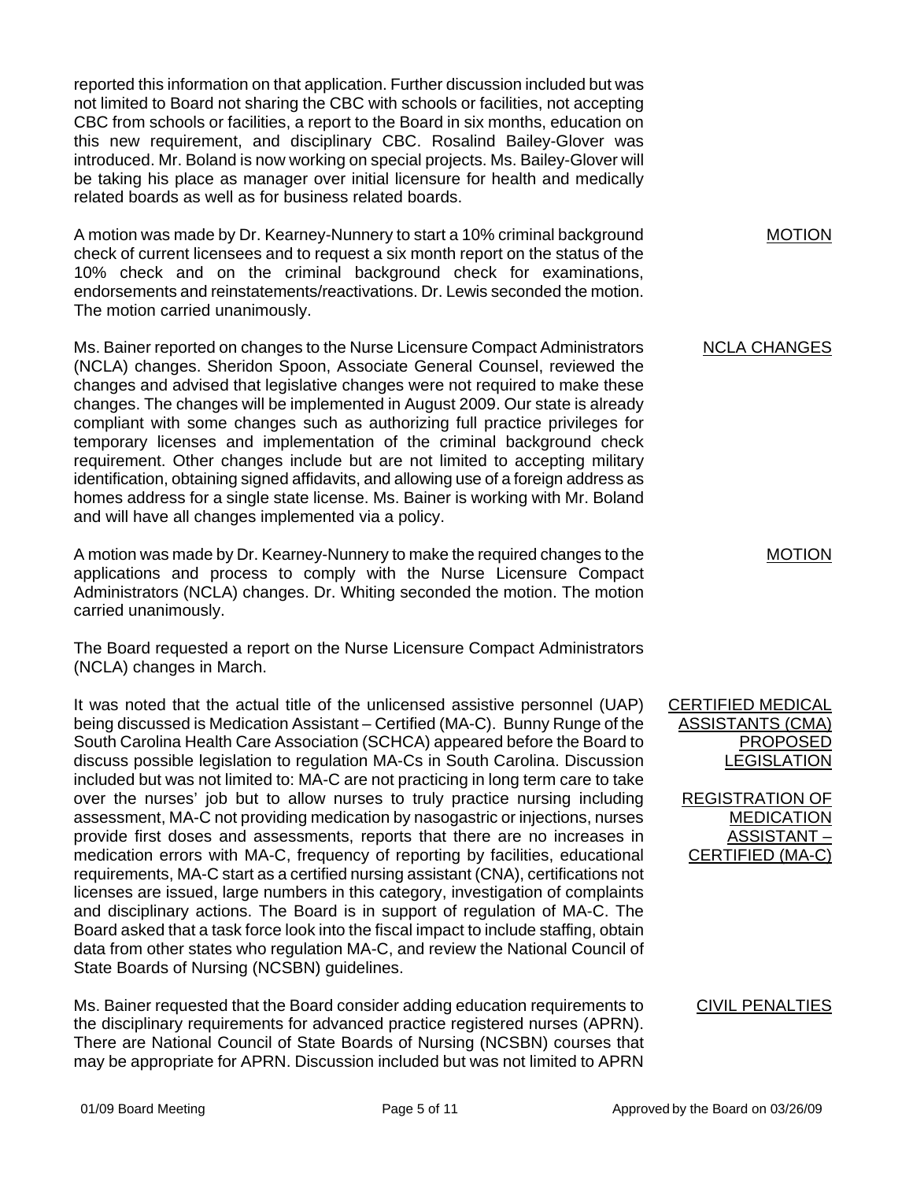reported this information on that application. Further discussion included but was not limited to Board not sharing the CBC with schools or facilities, not accepting CBC from schools or facilities, a report to the Board in six months, education on this new requirement, and disciplinary CBC. Rosalind Bailey-Glover was introduced. Mr. Boland is now working on special projects. Ms. Bailey-Glover will be taking his place as manager over initial licensure for health and medically related boards as well as for business related boards.

**MOTION**

A motion was made by Dr. Kearney-Nunnery to start a 10% criminal background check of current licensees and to request a six month report on the status of the 10% check and on the criminal background check for examinations, endorsements and reinstatements/reactivations. Dr. Lewis seconded the motion. The motion carried unanimously.

**NCLA CHANGES**

Ms. Bainer reported on changes to the Nurse Licensure Compact Administrators (NCLA) changes. Sheridon Spoon, Associate General Counsel, reviewed the changes and advised that legislative changes were not required to make these changes. The changes will be implemented in August 2009. Our state is already compliant with some changes such as authorizing full practice privileges for temporary licenses and implementation of the criminal background check requirement. Other changes include but are not limited to accepting military identification, obtaining signed affidavits, and allowing use of a foreign address as homes address for a single state license. Ms. Bainer is working with Mr. Boland and will have all changes implemented via a policy.

**MOTION**

A motion was made by Dr. Kearney-Nunnery to make the required changes to the applications and process to comply with the Nurse Licensure Compact Administrators (NCLA) changes. Dr. Whiting seconded the motion. The motion carried unanimously.

The Board requested a report on the Nurse Licensure Compact Administrators (NCLA) changes in March.

**CERTIFIED MEDICAL ASSISTANTS (CMA) PROPOSED LEGISLATION**

**REGISTRATION OF MEDICATION ASSISTANT – CERTIFIED (MA-C)**

It was noted that the actual title of the unlicensed assistive personnel (UAP) being discussed is Medication Assistant – Certified (MA-C). Bunny Runge of the South Carolina Health Care Association (SCHCA) appeared before the Board to discuss possible legislation to regulation MA-Cs in South Carolina. Discussion included but was not limited to: MA-C are not practicing in long term care to take over the nurses' job but to allow nurses to truly practice nursing including assessment, MA-C not providing medication by nasogastric or injections, nurses provide first doses and assessments, reports that there are no increases in medication errors with MA-C, frequency of reporting by facilities, educational requirements, MA-C start as a certified nursing assistant (CNA), certifications not licenses are issued, large numbers in this category, investigation of complaints and disciplinary actions. The Board is in support of regulation of MA-C. The Board asked that a task force look into the fiscal impact to include staffing, obtain data from other states who regulation MA-C, and review the National Council of State Boards of Nursing (NCSBN) guidelines.

**CIVIL PENALTIES**

Ms. Bainer requested that the Board consider adding education requirements to the disciplinary requirements for advanced practice registered nurses (APRN). There are National Council of State Boards of Nursing (NCSBN) courses that may be appropriate for APRN. Discussion included but was not limited to APRN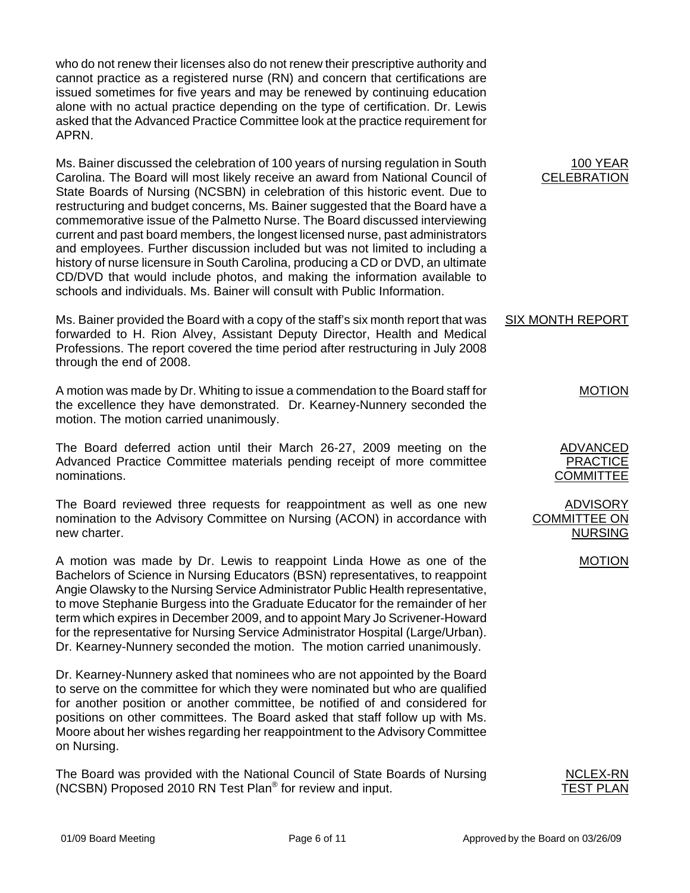who do not renew their licenses also do not renew their prescriptive authority and cannot practice as a registered nurse (RN) and concern that certifications are issued sometimes for five years and may be renewed by continuing education alone with no actual practice depending on the type of certification. Dr. Lewis asked that the Advanced Practice Committee look at the practice requirement for APRN.

**100 YEAR CELEBRATION**

Ms. Bainer discussed the celebration of 100 years of nursing regulation in South Carolina. The Board will most likely receive an award from National Council of State Boards of Nursing (NCSBN) in celebration of this historic event. Due to restructuring and budget concerns, Ms. Bainer suggested that the Board have a commemorative issue of the Palmetto Nurse. The Board discussed interviewing current and past board members, the longest licensed nurse, past administrators and employees. Further discussion included but was not limited to including a history of nurse licensure in South Carolina, producing a CD or DVD, an ultimate CD/DVD that would include photos, and making the information available to schools and individuals. Ms. Bainer will consult with Public Information.

**SIX MONTH REPORT**

Ms. Bainer provided the Board with a copy of the staff's six month report that was forwarded to H. Rion Alvey, Assistant Deputy Director, Health and Medical Professions. The report covered the time period after restructuring in July 2008 through the end of 2008.

**MOTION**

A motion was made by Dr. Whiting to issue a commendation to the Board staff for the excellence they have demonstrated. Dr. Kearney-Nunnery seconded the motion. The motion carried unanimously.

**ADVANCED PRACTICE COMMITTEE**

The Board deferred action until their March 26-27, 2009 meeting on the Advanced Practice Committee materials pending receipt of more committee nominations.

**ADVISORY COMMITTEE ON NURSING**

The Board reviewed three requests for reappointment as well as one new nomination to the Advisory Committee on Nursing (ACON) in accordance with new charter.

**MOTION**

A motion was made by Dr. Lewis to reappoint Linda Howe as one of the Bachelors of Science in Nursing Educators (BSN) representatives, to reappoint Angie Olawsky to the Nursing Service Administrator Public Health representative, to move Stephanie Burgess into the Graduate Educator for the remainder of her term which expires in December 2009, and to appoint Mary Jo Scrivener-Howard for the representative for Nursing Service Administrator Hospital (Large/Urban). Dr. Kearney-Nunnery seconded the motion. The motion carried unanimously.

Dr. Kearney-Nunnery asked that nominees who are not appointed by the Board to serve on the committee for which they were nominated but who are qualified for another position or another committee, be notified of and considered for positions on other committees. The Board asked that staff follow up with Ms. Moore about her wishes regarding her reappointment to the Advisory Committee on Nursing.

**NCLEX-RN TEST PLAN**

The Board was provided with the National Council of State Boards of Nursing (NCSBN) Proposed 2010 RN Test Plan® for review and input.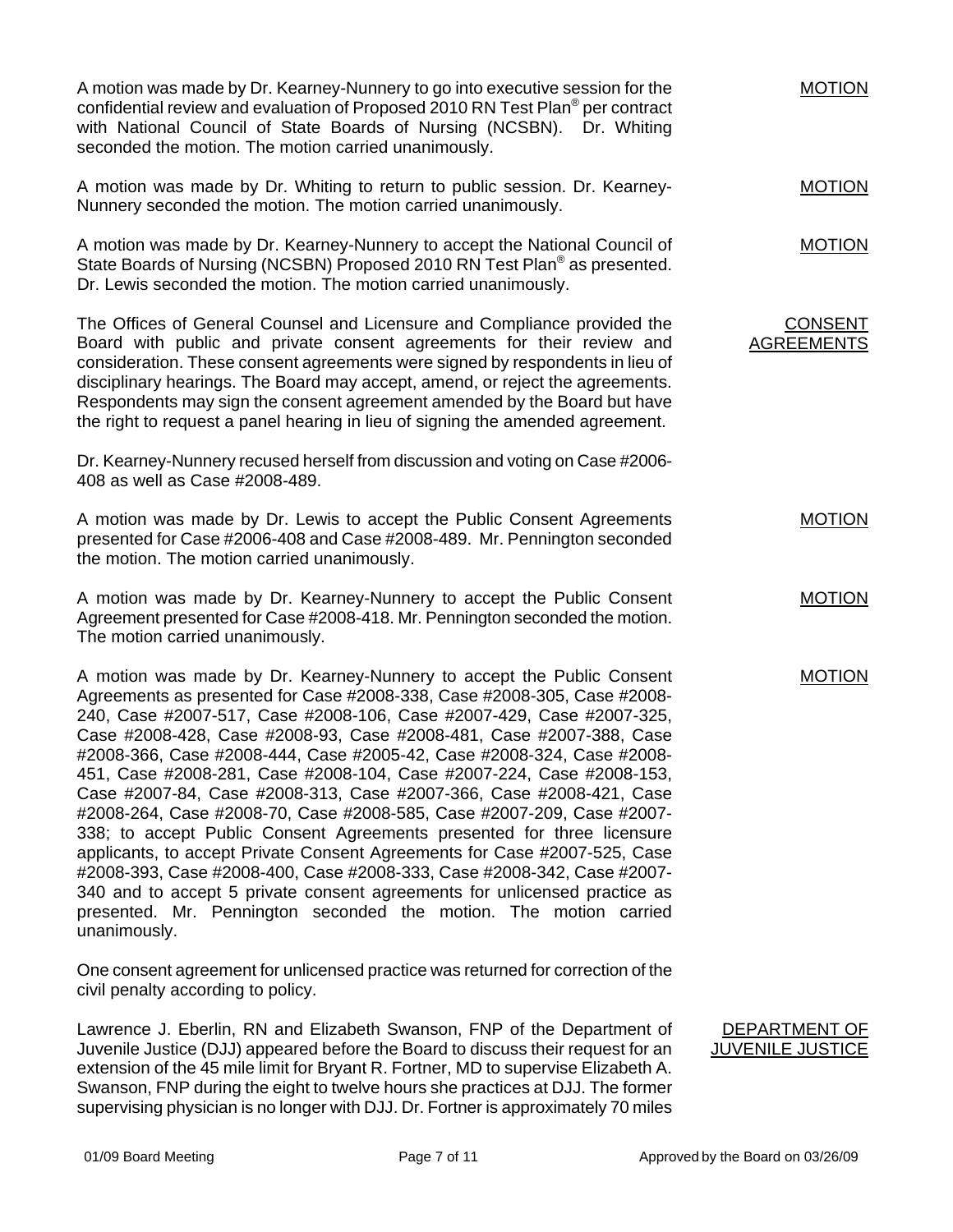A motion was made by Dr. Kearney-Nunnery to go into executive session for the confidential review and evaluation of Proposed 2010 RN Test Plan® per contract with National Council of State Boards of Nursing (NCSBN). Dr. Whiting seconded the motion. The motion carried unanimously.

MOTION

A motion was made by Dr. Whiting to return to public session. Dr. Kearney-Nunnery seconded the motion. The motion carried unanimously.

MOTION

A motion was made by Dr. Kearney-Nunnery to accept the National Council of State Boards of Nursing (NCSBN) Proposed 2010 RN Test Plan® as presented. Dr. Lewis seconded the motion. The motion carried unanimously.

MOTION

The Offices of General Counsel and Licensure and Compliance provided the Board with public and private consent agreements for their review and consideration. These consent agreements were signed by respondents in lieu of disciplinary hearings. The Board may accept, amend, or reject the agreements. Respondents may sign the consent agreement amended by the Board but have the right to request a panel hearing in lieu of signing the amended agreement.

CONSENT AGREEMENTS

Dr. Kearney-Nunnery recused herself from discussion and voting on Case #2006-408 as well as Case #2008-489.

A motion was made by Dr. Lewis to accept the Public Consent Agreements presented for Case #2006-408 and Case #2008-489. Mr. Pennington seconded the motion. The motion carried unanimously.

MOTION

A motion was made by Dr. Kearney-Nunnery to accept the Public Consent Agreement presented for Case #2008-418. Mr. Pennington seconded the motion. The motion carried unanimously.

MOTION

A motion was made by Dr. Kearney-Nunnery to accept the Public Consent Agreements as presented for Case #2008-338, Case #2008-305, Case #2008-240, Case #2007-517, Case #2008-106, Case #2007-429, Case #2007-325, Case #2008-428, Case #2008-93, Case #2008-481, Case #2007-388, Case #2008-366, Case #2008-444, Case #2005-42, Case #2008-324, Case #2008-451, Case #2008-281, Case #2008-104, Case #2007-224, Case #2008-153, Case #2007-84, Case #2008-313, Case #2007-366, Case #2008-421, Case #2008-264, Case #2008-70, Case #2008-585, Case #2007-209, Case #2007-338; to accept Public Consent Agreements presented for three licensure applicants, to accept Private Consent Agreements for Case #2007-525, Case #2008-393, Case #2008-400, Case #2008-333, Case #2008-342, Case #2007-340 and to accept 5 private consent agreements for unlicensed practice as presented. Mr. Pennington seconded the motion. The motion carried unanimously.

MOTION

One consent agreement for unlicensed practice was returned for correction of the civil penalty according to policy.

Lawrence J. Eberlin, RN and Elizabeth Swanson, FNP of the Department of Juvenile Justice (DJJ) appeared before the Board to discuss their request for an extension of the 45 mile limit for Bryant R. Fortner, MD to supervise Elizabeth A. Swanson, FNP during the eight to twelve hours she practices at DJJ. The former supervising physician is no longer with DJJ. Dr. Fortner is approximately 70 miles

DEPARTMENT OF JUVENILE JUSTICE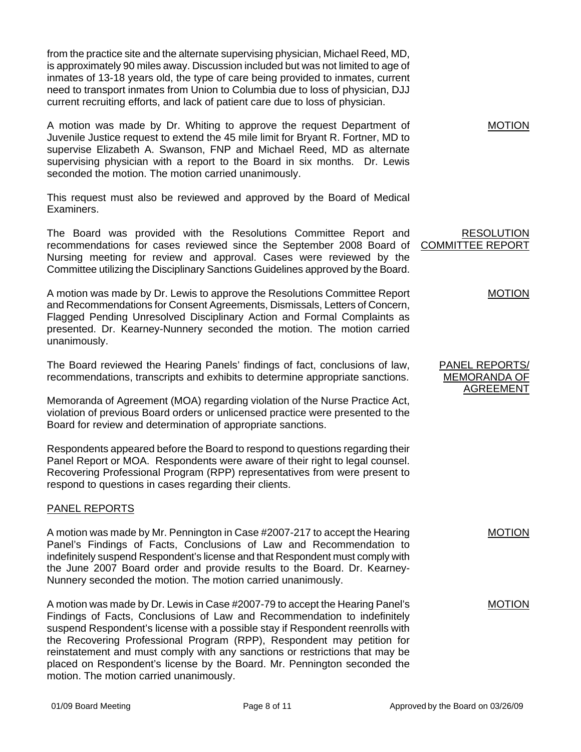from the practice site and the alternate supervising physician, Michael Reed, MD, is approximately 90 miles away. Discussion included but was not limited to age of inmates of 13-18 years old, the type of care being provided to inmates, current need to transport inmates from Union to Columbia due to loss of physician, DJJ current recruiting efforts, and lack of patient care due to loss of physician.

MOTION

A motion was made by Dr. Whiting to approve the request Department of Juvenile Justice request to extend the 45 mile limit for Bryant R. Fortner, MD to supervise Elizabeth A. Swanson, FNP and Michael Reed, MD as alternate supervising physician with a report to the Board in six months. Dr. Lewis seconded the motion. The motion carried unanimously.

This request must also be reviewed and approved by the Board of Medical Examiners.

RESOLUTION COMMITTEE REPORT

The Board was provided with the Resolutions Committee Report and recommendations for cases reviewed since the September 2008 Board of Nursing meeting for review and approval. Cases were reviewed by the Committee utilizing the Disciplinary Sanctions Guidelines approved by the Board.

MOTION

A motion was made by Dr. Lewis to approve the Resolutions Committee Report and Recommendations for Consent Agreements, Dismissals, Letters of Concern, Flagged Pending Unresolved Disciplinary Action and Formal Complaints as presented. Dr. Kearney-Nunnery seconded the motion. The motion carried unanimously.

PANEL REPORTS/ MEMORANDA OF AGREEMENT

The Board reviewed the Hearing Panels' findings of fact, conclusions of law, recommendations, transcripts and exhibits to determine appropriate sanctions.

Memoranda of Agreement (MOA) regarding violation of the Nurse Practice Act, violation of previous Board orders or unlicensed practice were presented to the Board for review and determination of appropriate sanctions.

Respondents appeared before the Board to respond to questions regarding their Panel Report or MOA. Respondents were aware of their right to legal counsel. Recovering Professional Program (RPP) representatives from were present to respond to questions in cases regarding their clients.

PANEL REPORTS

MOTION

A motion was made by Mr. Pennington in Case #2007-217 to accept the Hearing Panel's Findings of Facts, Conclusions of Law and Recommendation to indefinitely suspend Respondent's license and that Respondent must comply with the June 2007 Board order and provide results to the Board. Dr. Kearney-Nunnery seconded the motion. The motion carried unanimously.

MOTION

A motion was made by Dr. Lewis in Case #2007-79 to accept the Hearing Panel's Findings of Facts, Conclusions of Law and Recommendation to indefinitely suspend Respondent's license with a possible stay if Respondent reenrolls with the Recovering Professional Program (RPP), Respondent may petition for reinstatement and must comply with any sanctions or restrictions that may be placed on Respondent's license by the Board. Mr. Pennington seconded the motion. The motion carried unanimously.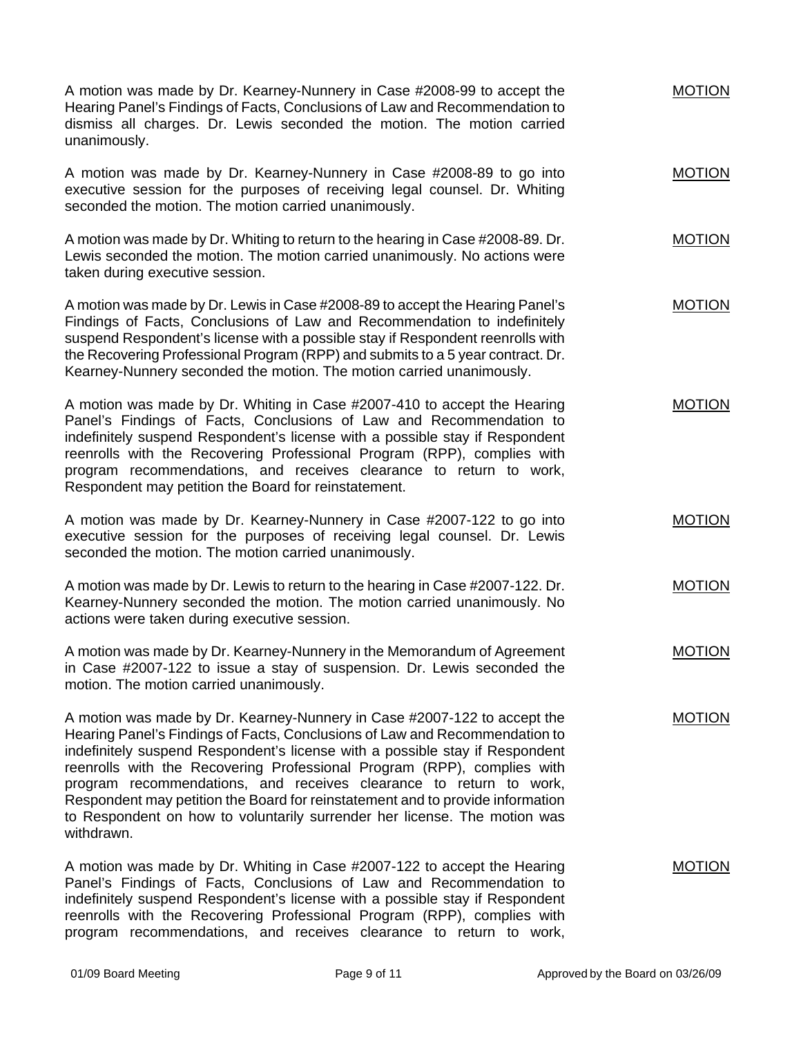A motion was made by Dr. Kearney-Nunnery in Case #2008-99 to accept the Hearing Panel's Findings of Facts, Conclusions of Law and Recommendation to dismiss all charges. Dr. Lewis seconded the motion. The motion carried unanimously.

MOTION

A motion was made by Dr. Kearney-Nunnery in Case #2008-89 to go into executive session for the purposes of receiving legal counsel. Dr. Whiting seconded the motion. The motion carried unanimously.

MOTION

A motion was made by Dr. Whiting to return to the hearing in Case #2008-89. Dr. Lewis seconded the motion. The motion carried unanimously. No actions were taken during executive session.

MOTION

A motion was made by Dr. Lewis in Case #2008-89 to accept the Hearing Panel's Findings of Facts, Conclusions of Law and Recommendation to indefinitely suspend Respondent's license with a possible stay if Respondent reenrolls with the Recovering Professional Program (RPP) and submits to a 5 year contract. Dr. Kearney-Nunnery seconded the motion. The motion carried unanimously.

MOTION

A motion was made by Dr. Whiting in Case #2007-410 to accept the Hearing Panel's Findings of Facts, Conclusions of Law and Recommendation to indefinitely suspend Respondent's license with a possible stay if Respondent reenrolls with the Recovering Professional Program (RPP), complies with program recommendations, and receives clearance to return to work, Respondent may petition the Board for reinstatement.

MOTION

A motion was made by Dr. Kearney-Nunnery in Case #2007-122 to go into executive session for the purposes of receiving legal counsel. Dr. Lewis seconded the motion. The motion carried unanimously.

MOTION

A motion was made by Dr. Lewis to return to the hearing in Case #2007-122. Dr. Kearney-Nunnery seconded the motion. The motion carried unanimously. No actions were taken during executive session.

MOTION

A motion was made by Dr. Kearney-Nunnery in the Memorandum of Agreement in Case #2007-122 to issue a stay of suspension. Dr. Lewis seconded the motion. The motion carried unanimously.

MOTION

A motion was made by Dr. Kearney-Nunnery in Case #2007-122 to accept the Hearing Panel's Findings of Facts, Conclusions of Law and Recommendation to indefinitely suspend Respondent's license with a possible stay if Respondent reenrolls with the Recovering Professional Program (RPP), complies with program recommendations, and receives clearance to return to work, Respondent may petition the Board for reinstatement and to provide information to Respondent on how to voluntarily surrender her license. The motion was withdrawn.

MOTION

A motion was made by Dr. Whiting in Case #2007-122 to accept the Hearing Panel's Findings of Facts, Conclusions of Law and Recommendation to indefinitely suspend Respondent's license with a possible stay if Respondent reenrolls with the Recovering Professional Program (RPP), complies with program recommendations, and receives clearance to return to work,

MOTION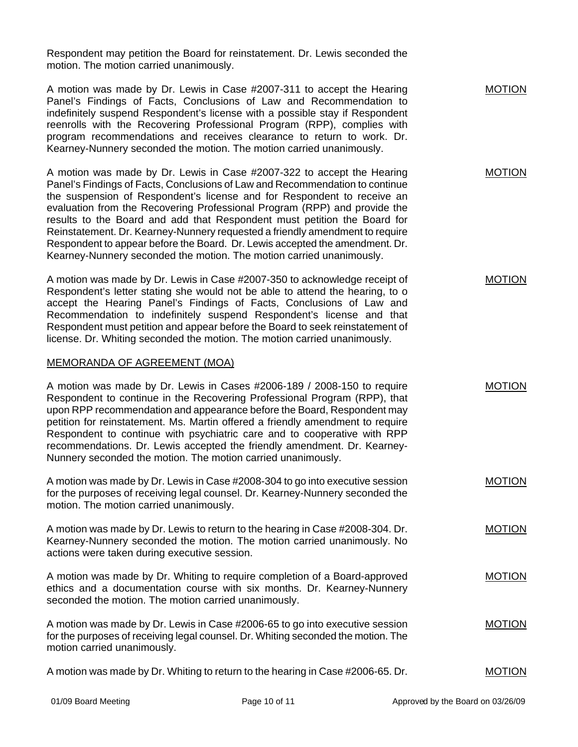Respondent may petition the Board for reinstatement. Dr. Lewis seconded the motion. The motion carried unanimously.

A motion was made by Dr. Lewis in Case #2007-311 to accept the Hearing Panel's Findings of Facts, Conclusions of Law and Recommendation to indefinitely suspend Respondent's license with a possible stay if Respondent reenrolls with the Recovering Professional Program (RPP), complies with program recommendations and receives clearance to return to work. Dr. Kearney-Nunnery seconded the motion. The motion carried unanimously.

MOTION

A motion was made by Dr. Lewis in Case #2007-322 to accept the Hearing Panel's Findings of Facts, Conclusions of Law and Recommendation to continue the suspension of Respondent's license and for Respondent to receive an evaluation from the Recovering Professional Program (RPP) and provide the results to the Board and add that Respondent must petition the Board for Reinstatement. Dr. Kearney-Nunnery requested a friendly amendment to require Respondent to appear before the Board. Dr. Lewis accepted the amendment. Dr. Kearney-Nunnery seconded the motion. The motion carried unanimously.

MOTION

A motion was made by Dr. Lewis in Case #2007-350 to acknowledge receipt of Respondent's letter stating she would not be able to attend the hearing, to o accept the Hearing Panel's Findings of Facts, Conclusions of Law and Recommendation to indefinitely suspend Respondent's license and that Respondent must petition and appear before the Board to seek reinstatement of license. Dr. Whiting seconded the motion. The motion carried unanimously.

MOTION

## MEMORANDA OF AGREEMENT (MOA)

A motion was made by Dr. Lewis in Cases #2006-189 / 2008-150 to require Respondent to continue in the Recovering Professional Program (RPP), that upon RPP recommendation and appearance before the Board, Respondent may petition for reinstatement. Ms. Martin offered a friendly amendment to require Respondent to continue with psychiatric care and to cooperative with RPP recommendations. Dr. Lewis accepted the friendly amendment. Dr. Kearney-Nunnery seconded the motion. The motion carried unanimously.

MOTION

A motion was made by Dr. Lewis in Case #2008-304 to go into executive session for the purposes of receiving legal counsel. Dr. Kearney-Nunnery seconded the motion. The motion carried unanimously.

MOTION

A motion was made by Dr. Lewis to return to the hearing in Case #2008-304. Dr. Kearney-Nunnery seconded the motion. The motion carried unanimously. No actions were taken during executive session.

MOTION

A motion was made by Dr. Whiting to require completion of a Board-approved ethics and a documentation course with six months. Dr. Kearney-Nunnery seconded the motion. The motion carried unanimously.

MOTION

A motion was made by Dr. Lewis in Case #2006-65 to go into executive session for the purposes of receiving legal counsel. Dr. Whiting seconded the motion. The motion carried unanimously.

MOTION

A motion was made by Dr. Whiting to return to the hearing in Case #2006-65. Dr.

MOTION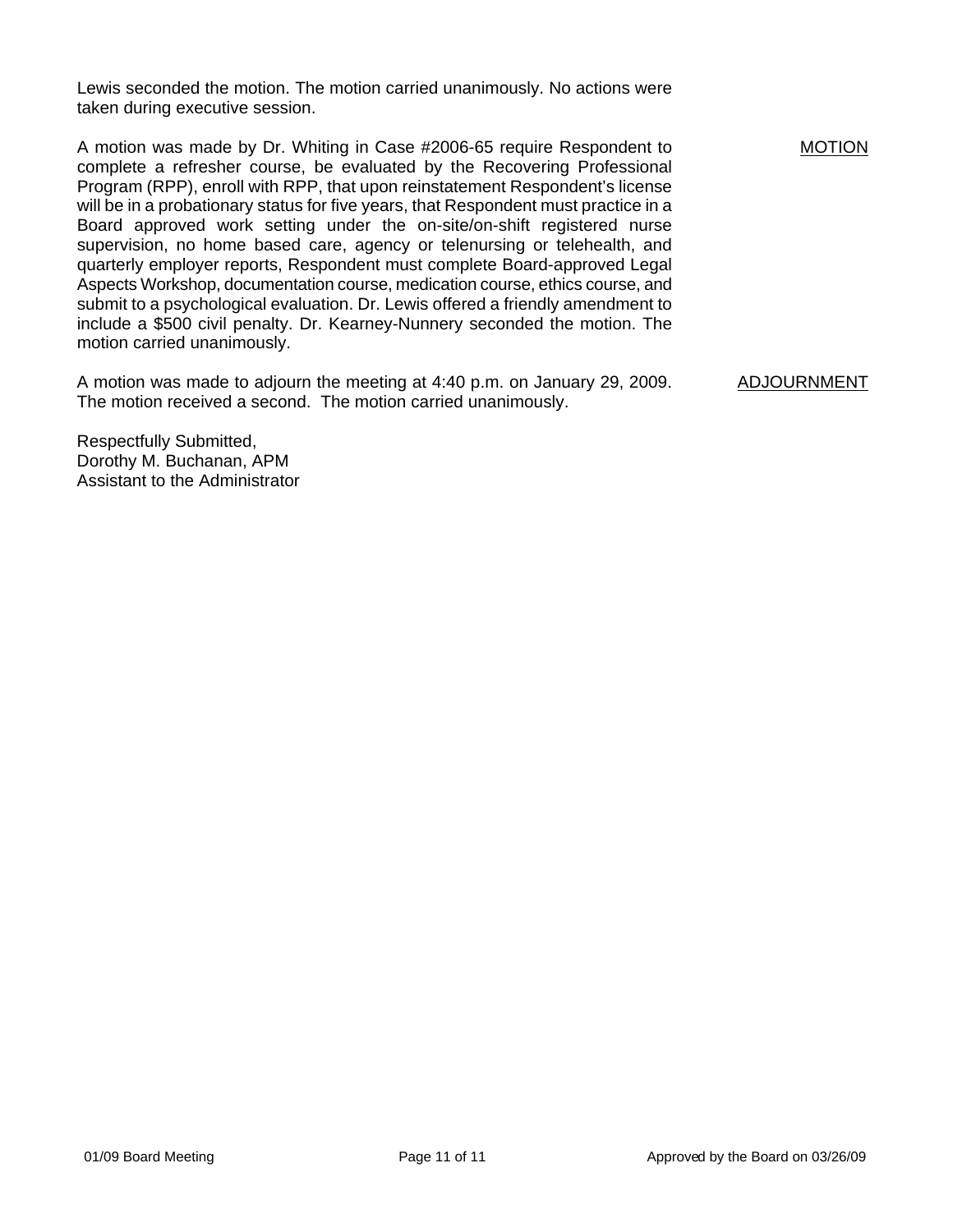Lewis seconded the motion. The motion carried unanimously. No actions were taken during executive session.

MOTION

A motion was made by Dr. Whiting in Case #2006-65 require Respondent to complete a refresher course, be evaluated by the Recovering Professional Program (RPP), enroll with RPP, that upon reinstatement Respondent's license will be in a probationary status for five years, that Respondent must practice in a Board approved work setting under the on-site/on-shift registered nurse supervision, no home based care, agency or telenursing or telehealth, and quarterly employer reports, Respondent must complete Board-approved Legal Aspects Workshop, documentation course, medication course, ethics course, and submit to a psychological evaluation. Dr. Lewis offered a friendly amendment to include a $500 civil penalty. Dr. Kearney-Nunnery seconded the motion. The motion carried unanimously.

ADJOURNMENT

A motion was made to adjourn the meeting at 4:40 p.m. on January 29, 2009. The motion received a second. The motion carried unanimously.

Respectfully Submitted,
Dorothy M. Buchanan, APM
Assistant to the Administrator